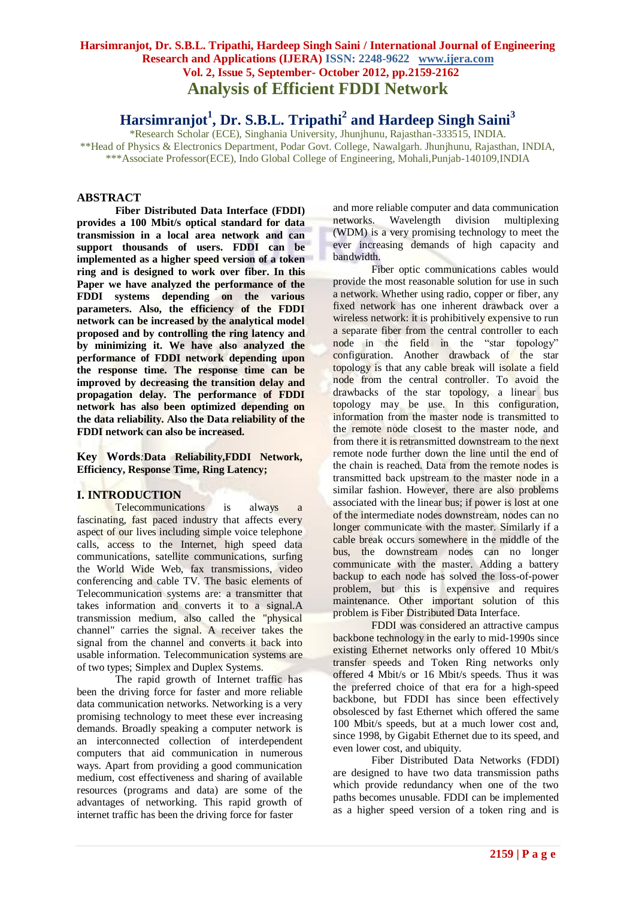# Analysis of Efficient FDDI Network

## Harsimranjot[1], Dr. S.B.L. Tripathi[2] and Hardeep Singh Saini[3]

*Research Scholar (ECE), Singhania University, Jhunjhunu, Rajasthan-333515, INDIA.
**Head of Physics & Electronics Department, Podar Govt. College, Nawalgarh. Jhunjhunu, Rajasthan, INDIA,
***Associate Professor(ECE), Indo Global College of Engineering, Mohali,Punjab-140109,INDIA

## ABSTRACT

**Fiber Distributed Data Interface (FDDI) provides a 100 Mbit/s optical standard for data transmission in a local area network and can support thousands of users. FDDI can be implemented as a higher speed version of a token ring and is designed to work over fiber. In this Paper we have analyzed the performance of the FDDI systems depending on the various parameters. Also, the efficiency of the FDDI network can be increased by the analytical model proposed and by controlling the ring latency and by minimizing it. We have also analyzed the performance of FDDI network depending upon the response time. The response time can be improved by decreasing the transition delay and propagation delay. The performance of FDDI network has also been optimized depending on the data reliability. Also the Data reliability of the FDDI network can also be increased.**

**Key Words**:**Data Reliability,FDDI Network, Efficiency, Response Time, Ring Latency;**

## I. INTRODUCTION

Telecommunications is always a fascinating, fast paced industry that affects every aspect of our lives including simple voice telephone calls, access to the Internet, high speed data communications, satellite communications, surfing the World Wide Web, fax transmissions, video conferencing and cable TV. The basic elements of Telecommunication systems are: a transmitter that takes information and converts it to a signal.A transmission medium, also called the "physical channel" carries the signal. A receiver takes the signal from the channel and converts it back into usable information. Telecommunication systems are of two types; Simplex and Duplex Systems.

The rapid growth of Internet traffic has been the driving force for faster and more reliable data communication networks. Networking is a very promising technology to meet these ever increasing demands. Broadly speaking a computer network is an interconnected collection of interdependent computers that aid communication in numerous ways. Apart from providing a good communication medium, cost effectiveness and sharing of available resources (programs and data) are some of the advantages of networking. This rapid growth of internet traffic has been the driving force for faster and more reliable computer and data communication networks. Wavelength division multiplexing (WDM) is a very promising technology to meet the ever increasing demands of high capacity and bandwidth.

Fiber optic communications cables would provide the most reasonable solution for use in such a network. Whether using radio, copper or fiber, any fixed network has one inherent drawback over a wireless network: it is prohibitively expensive to run a separate fiber from the central controller to each node in the field in the "star topology" configuration. Another drawback of the star topology is that any cable break will isolate a field node from the central controller. To avoid the drawbacks of the star topology, a linear bus topology may be use. In this configuration, information from the master node is transmitted to the remote node closest to the master node, and from there it is retransmitted downstream to the next remote node further down the line until the end of the chain is reached. Data from the remote nodes is transmitted back upstream to the master node in a similar fashion. However, there are also problems associated with the linear bus; if power is lost at one of the intermediate nodes downstream, nodes can no longer communicate with the master. Similarly if a cable break occurs somewhere in the middle of the bus, the downstream nodes can no longer communicate with the master. Adding a battery backup to each node has solved the loss-of-power problem, but this is expensive and requires maintenance. Other important solution of this problem is Fiber Distributed Data Interface.

FDDI was considered an attractive campus backbone technology in the early to mid-1990s since existing Ethernet networks only offered 10 Mbit/s transfer speeds and Token Ring networks only offered 4 Mbit/s or 16 Mbit/s speeds. Thus it was the preferred choice of that era for a high-speed backbone, but FDDI has since been effectively obsolesced by fast Ethernet which offered the same 100 Mbit/s speeds, but at a much lower cost and, since 1998, by Gigabit Ethernet due to its speed, and even lower cost, and ubiquity.

Fiber Distributed Data Networks (FDDI) are designed to have two data transmission paths which provide redundancy when one of the two paths becomes unusable. FDDI can be implemented as a higher speed version of a token ring and is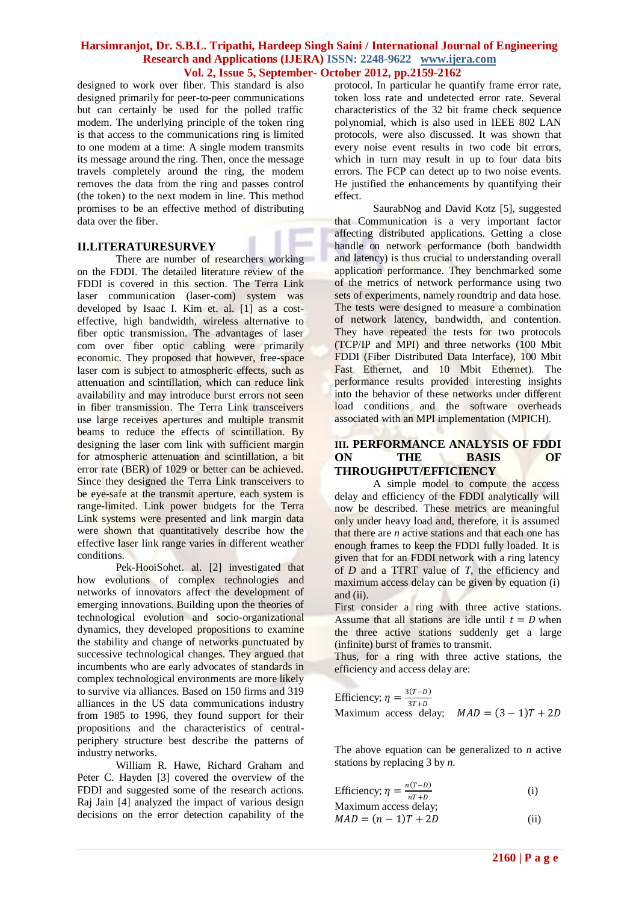designed to work over fiber. This standard is also designed primarily for peer-to-peer communications but can certainly be used for the polled traffic modem. The underlying principle of the token ring is that access to the communications ring is limited to one modem at a time: A single modem transmits its message around the ring. Then, once the message travels completely around the ring, the modem removes the data from the ring and passes control (the token) to the next modem in line. This method promises to be an effective method of distributing data over the fiber.

## II.LITERATURESURVEY

There are number of researchers working on the FDDI. The detailed literature review of the FDDI is covered in this section. The Terra Link laser communication (laser-com) system was developed by Isaac I. Kim et. al. [1] as a cost-effective, high bandwidth, wireless alternative to fiber optic transmission. The advantages of laser com over fiber optic cabling were primarily economic. They proposed that however, free-space laser com is subject to atmospheric effects, such as attenuation and scintillation, which can reduce link availability and may introduce burst errors not seen in fiber transmission. The Terra Link transceivers use large receives apertures and multiple transmit beams to reduce the effects of scintillation. By designing the laser com link with sufficient margin for atmospheric attenuation and scintillation, a bit error rate (BER) of 1029 or better can be achieved. Since they designed the Terra Link transceivers to be eye-safe at the transmit aperture, each system is range-limited. Link power budgets for the Terra Link systems were presented and link margin data were shown that quantitatively describe how the effective laser link range varies in different weather conditions.

Pek-HooiSohet. al. [2] investigated that how evolutions of complex technologies and networks of innovators affect the development of emerging innovations. Building upon the theories of technological evolution and socio-organizational dynamics, they developed propositions to examine the stability and change of networks punctuated by successive technological changes. They argued that incumbents who are early advocates of standards in complex technological environments are more likely to survive via alliances. Based on 150 firms and 319 alliances in the US data communications industry from 1985 to 1996, they found support for their propositions and the characteristics of central-periphery structure best describe the patterns of industry networks.

William R. Hawe, Richard Graham and Peter C. Hayden [3] covered the overview of the FDDI and suggested some of the research actions. Raj Jain [4] analyzed the impact of various design decisions on the error detection capability of the protocol. In particular he quantify frame error rate, token loss rate and undetected error rate. Several characteristics of the 32 bit frame check sequence polynomial, which is also used in IEEE 802 LAN protocols, were also discussed. It was shown that every noise event results in two code bit errors, which in turn may result in up to four data bits errors. The FCP can detect up to two noise events. He justified the enhancements by quantifying their effect.

SaurabNog and David Kotz [5], suggested that Communication is a very important factor affecting distributed applications. Getting a close handle on network performance (both bandwidth and latency) is thus crucial to understanding overall application performance. They benchmarked some of the metrics of network performance using two sets of experiments, namely roundtrip and data hose. The tests were designed to measure a combination of network latency, bandwidth, and contention. They have repeated the tests for two protocols (TCP/IP and MPI) and three networks (100 Mbit FDDI (Fiber Distributed Data Interface), 100 Mbit Fast Ethernet, and 10 Mbit Ethernet). The performance results provided interesting insights into the behavior of these networks under different load conditions and the software overheads associated with an MPI implementation (MPICH).

## III. PERFORMANCE ANALYSIS OF FDDI ON THE BASIS OF THROUGHPUT/EFFICIENCY

A simple model to compute the access delay and efficiency of the FDDI analytically will now be described. These metrics are meaningful only under heavy load and, therefore, it is assumed that there are *n* active stations and that each one has enough frames to keep the FDDI fully loaded. It is given that for an FDDI network with a ring latency of *D* and a TTRT value of *T*, the efficiency and maximum access delay can be given by equation (i) and (ii).

First consider a ring with three active stations. Assume that all stations are idle until $t = D$ when the three active stations suddenly get a large (infinite) burst of frames to transmit.

Thus, for a ring with three active stations, the efficiency and access delay are:

Efficiency; $\eta = \frac{3(T-D)}{3T+D}$

Maximum access delay; $MAD = (3-1)T + 2D$

The above equation can be generalized to *n* active stations by replacing 3 by *n.*

$$\text{Efficiency; } \eta = \frac{n(T-D)}{nT+D} \quad \text{(i)}$$

Maximum access delay;

$$MAD = (n-1)T + 2D \quad \text{(ii)}$$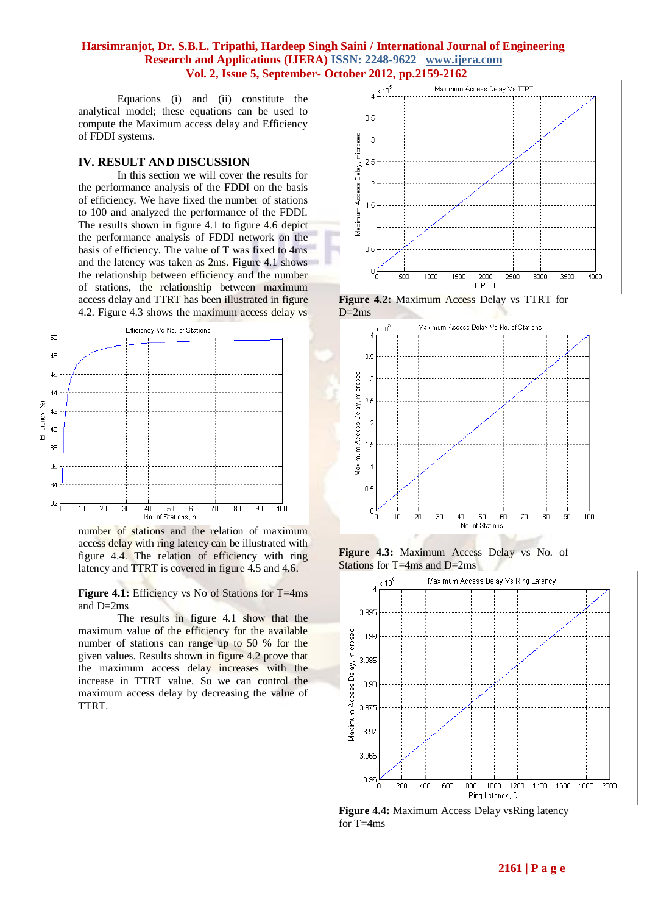Equations (i) and (ii) constitute the analytical model; these equations can be used to compute the Maximum access delay and Efficiency of FDDI systems.

## IV. RESULT AND DISCUSSION

In this section we will cover the results for the performance analysis of the FDDI on the basis of efficiency. We have fixed the number of stations to 100 and analyzed the performance of the FDDI. The results shown in figure 4.1 to figure 4.6 depict the performance analysis of FDDI network on the basis of efficiency. The value of T was fixed to 4ms and the latency was taken as 2ms. Figure 4.1 shows the relationship between efficiency and the number of stations, the relationship between maximum access delay and TTRT has been illustrated in figure 4.2. Figure 4.3 shows the maximum access delay vs number of stations and the relation of maximum access delay with ring latency can be illustrated with figure 4.4. The relation of efficiency with ring latency and TTRT is covered in figure 4.5 and 4.6.

**Figure 4.1:** Efficiency vs No of Stations for T=4ms and D=2ms

The results in figure 4.1 show that the maximum value of the efficiency for the available number of stations can range up to 50 % for the given values. Results shown in figure 4.2 prove that the maximum access delay increases with the increase in TTRT value. So we can control the maximum access delay by decreasing the value of TTRT.

**Figure 4.2:** Maximum Access Delay vs TTRT for D=2ms

**Figure 4.3:** Maximum Access Delay vs No. of Stations for T=4ms and D=2ms

**Figure 4.4:** Maximum Access Delay vsRing latency for T=4ms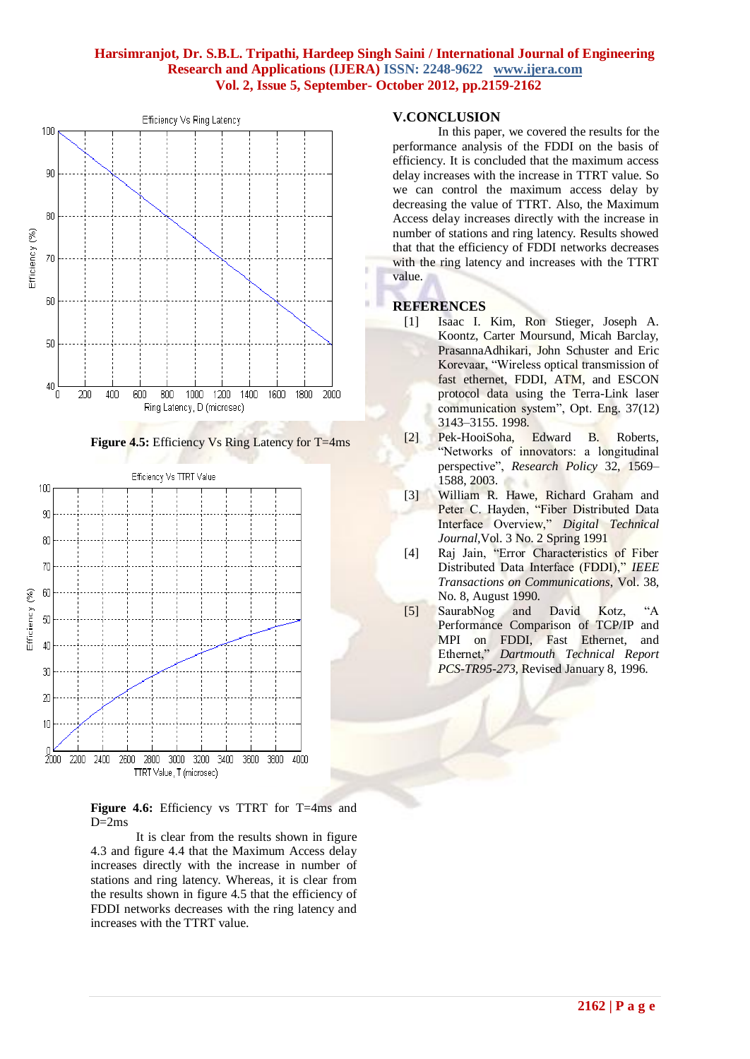Efficiency Vs Ring Latency

Efficiency (%)

Ring Latency, D (microsec)

0 200 400 600 800 1000 1200 1400 1600 1800 2000

40 50 60 70 80 90 100

**Figure 4.5:** Efficiency Vs Ring Latency for T=4ms

Efficiency Vs TTRT Value

Efficiency (%)

TTRT Value, T (microsec)

2000 2200 2400 2600 2800 3000 3200 3400 3600 3800 4000

0 10 20 30 40 50 60 70 80 90 100

**Figure 4.6:** Efficiency vs TTRT for T=4ms and D=2ms

It is clear from the results shown in figure 4.3 and figure 4.4 that the Maximum Access delay increases directly with the increase in number of stations and ring latency. Whereas, it is clear from the results shown in figure 4.5 that the efficiency of FDDI networks decreases with the ring latency and increases with the TTRT value.

## V.CONCLUSION

In this paper, we covered the results for the performance analysis of the FDDI on the basis of efficiency. It is concluded that the maximum access delay increases with the increase in TTRT value. So we can control the maximum access delay by decreasing the value of TTRT. Also, the Maximum Access delay increases directly with the increase in number of stations and ring latency. Results showed that that the efficiency of FDDI networks decreases with the ring latency and increases with the TTRT value.

## REFERENCES

[1] Isaac I. Kim, Ron Stieger, Joseph A. Koontz, Carter Moursund, Micah Barclay, PrasannaAdhikari, John Schuster and Eric Korevaar, "Wireless optical transmission of fast ethernet, FDDI, ATM, and ESCON protocol data using the Terra-Link laser communication system", Opt. Eng. 37(12) 3143–3155. 1998.

[2] Pek-HooiSoha, Edward B. Roberts, "Networks of innovators: a longitudinal perspective", *Research Policy* 32, 1569–1588, 2003.

[3] William R. Hawe, Richard Graham and Peter C. Hayden, "Fiber Distributed Data Interface Overview," *Digital Technical Journal*, Vol. 3 No. 2 Spring 1991

[4] Raj Jain, "Error Characteristics of Fiber Distributed Data Interface (FDDI)," *IEEE Transactions on Communications*, Vol. 38, No. 8, August 1990.

[5] SaurabNog and David Kotz, "A Performance Comparison of TCP/IP and MPI on FDDI, Fast Ethernet, and Ethernet," *Dartmouth Technical Report PCS-TR95-273*, Revised January 8, 1996.